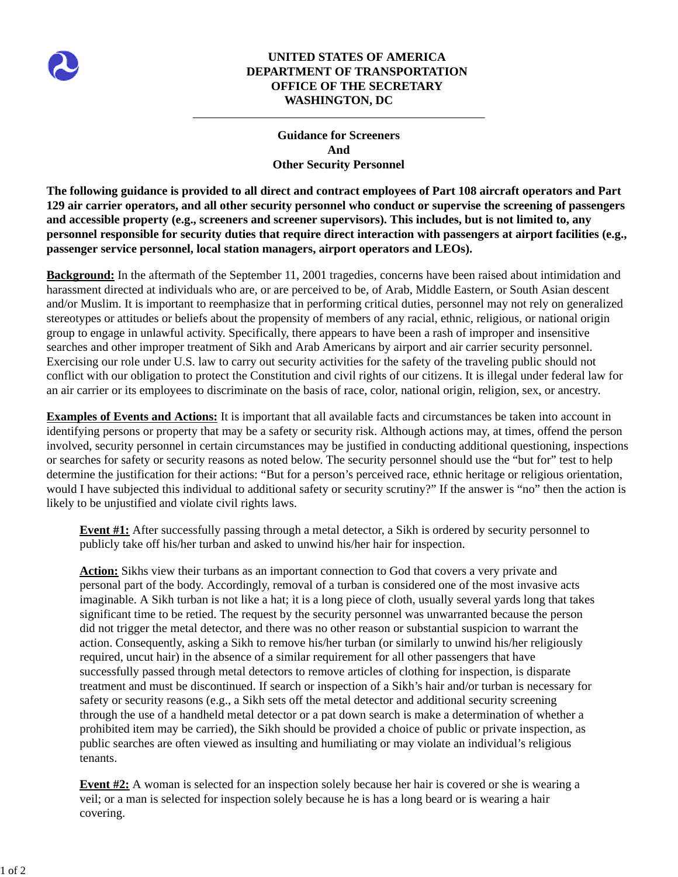**UNITED STATES OF AMERICA**
**DEPARTMENT OF TRANSPORTATION**
**OFFICE OF THE SECRETARY**
**WASHINGTON, DC**

---

## Guidance for Screeners And Other Security Personnel

**The following guidance is provided to all direct and contract employees of Part 108 aircraft operators and Part 129 air carrier operators, and all other security personnel who conduct or supervise the screening of passengers and accessible property (e.g., screeners and screener supervisors). This includes, but is not limited to, any personnel responsible for security duties that require direct interaction with passengers at airport facilities (e.g., passenger service personnel, local station managers, airport operators and LEOs).**

**Background:** In the aftermath of the September 11, 2001 tragedies, concerns have been raised about intimidation and harassment directed at individuals who are, or are perceived to be, of Arab, Middle Eastern, or South Asian descent and/or Muslim. It is important to reemphasize that in performing critical duties, personnel may not rely on generalized stereotypes or attitudes or beliefs about the propensity of members of any racial, ethnic, religious, or national origin group to engage in unlawful activity. Specifically, there appears to have been a rash of improper and insensitive searches and other improper treatment of Sikh and Arab Americans by airport and air carrier security personnel. Exercising our role under U.S. law to carry out security activities for the safety of the traveling public should not conflict with our obligation to protect the Constitution and civil rights of our citizens. It is illegal under federal law for an air carrier or its employees to discriminate on the basis of race, color, national origin, religion, sex, or ancestry.

**Examples of Events and Actions:** It is important that all available facts and circumstances be taken into account in identifying persons or property that may be a safety or security risk. Although actions may, at times, offend the person involved, security personnel in certain circumstances may be justified in conducting additional questioning, inspections or searches for safety or security reasons as noted below. The security personnel should use the "but for" test to help determine the justification for their actions: "But for a person's perceived race, ethnic heritage or religious orientation, would I have subjected this individual to additional safety or security scrutiny?" If the answer is "no" then the action is likely to be unjustified and violate civil rights laws.

> **Event #1:** After successfully passing through a metal detector, a Sikh is ordered by security personnel to publicly take off his/her turban and asked to unwind his/her hair for inspection.
>
> **Action:** Sikhs view their turbans as an important connection to God that covers a very private and personal part of the body. Accordingly, removal of a turban is considered one of the most invasive acts imaginable. A Sikh turban is not like a hat; it is a long piece of cloth, usually several yards long that takes significant time to be retied. The request by the security personnel was unwarranted because the person did not trigger the metal detector, and there was no other reason or substantial suspicion to warrant the action. Consequently, asking a Sikh to remove his/her turban (or similarly to unwind his/her religiously required, uncut hair) in the absence of a similar requirement for all other passengers that have successfully passed through metal detectors to remove articles of clothing for inspection, is disparate treatment and must be discontinued. If search or inspection of a Sikh's hair and/or turban is necessary for safety or security reasons (e.g., a Sikh sets off the metal detector and additional security screening through the use of a handheld metal detector or a pat down search is make a determination of whether a prohibited item may be carried), the Sikh should be provided a choice of public or private inspection, as public searches are often viewed as insulting and humiliating or may violate an individual's religious tenants.
>
> **Event #2:** A woman is selected for an inspection solely because her hair is covered or she is wearing a veil; or a man is selected for inspection solely because he is has a long beard or is wearing a hair covering.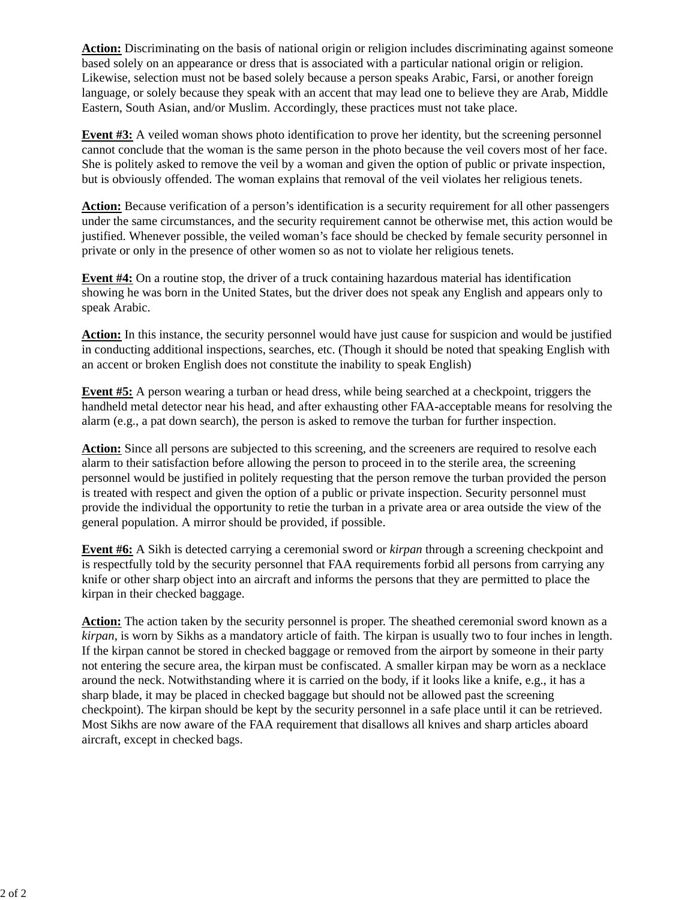**Action:** Discriminating on the basis of national origin or religion includes discriminating against someone based solely on an appearance or dress that is associated with a particular national origin or religion. Likewise, selection must not be based solely because a person speaks Arabic, Farsi, or another foreign language, or solely because they speak with an accent that may lead one to believe they are Arab, Middle Eastern, South Asian, and/or Muslim. Accordingly, these practices must not take place.

**Event #3:** A veiled woman shows photo identification to prove her identity, but the screening personnel cannot conclude that the woman is the same person in the photo because the veil covers most of her face. She is politely asked to remove the veil by a woman and given the option of public or private inspection, but is obviously offended. The woman explains that removal of the veil violates her religious tenets.

**Action:** Because verification of a person's identification is a security requirement for all other passengers under the same circumstances, and the security requirement cannot be otherwise met, this action would be justified. Whenever possible, the veiled woman's face should be checked by female security personnel in private or only in the presence of other women so as not to violate her religious tenets.

**Event #4:** On a routine stop, the driver of a truck containing hazardous material has identification showing he was born in the United States, but the driver does not speak any English and appears only to speak Arabic.

**Action:** In this instance, the security personnel would have just cause for suspicion and would be justified in conducting additional inspections, searches, etc. (Though it should be noted that speaking English with an accent or broken English does not constitute the inability to speak English)

**Event #5:** A person wearing a turban or head dress, while being searched at a checkpoint, triggers the handheld metal detector near his head, and after exhausting other FAA-acceptable means for resolving the alarm (e.g., a pat down search), the person is asked to remove the turban for further inspection.

**Action:** Since all persons are subjected to this screening, and the screeners are required to resolve each alarm to their satisfaction before allowing the person to proceed in to the sterile area, the screening personnel would be justified in politely requesting that the person remove the turban provided the person is treated with respect and given the option of a public or private inspection. Security personnel must provide the individual the opportunity to retie the turban in a private area or area outside the view of the general population. A mirror should be provided, if possible.

**Event #6:** A Sikh is detected carrying a ceremonial sword or *kirpan* through a screening checkpoint and is respectfully told by the security personnel that FAA requirements forbid all persons from carrying any knife or other sharp object into an aircraft and informs the persons that they are permitted to place the kirpan in their checked baggage.

**Action:** The action taken by the security personnel is proper. The sheathed ceremonial sword known as a *kirpan*, is worn by Sikhs as a mandatory article of faith. The kirpan is usually two to four inches in length. If the kirpan cannot be stored in checked baggage or removed from the airport by someone in their party not entering the secure area, the kirpan must be confiscated. A smaller kirpan may be worn as a necklace around the neck. Notwithstanding where it is carried on the body, if it looks like a knife, e.g., it has a sharp blade, it may be placed in checked baggage but should not be allowed past the screening checkpoint). The kirpan should be kept by the security personnel in a safe place until it can be retrieved. Most Sikhs are now aware of the FAA requirement that disallows all knives and sharp articles aboard aircraft, except in checked bags.